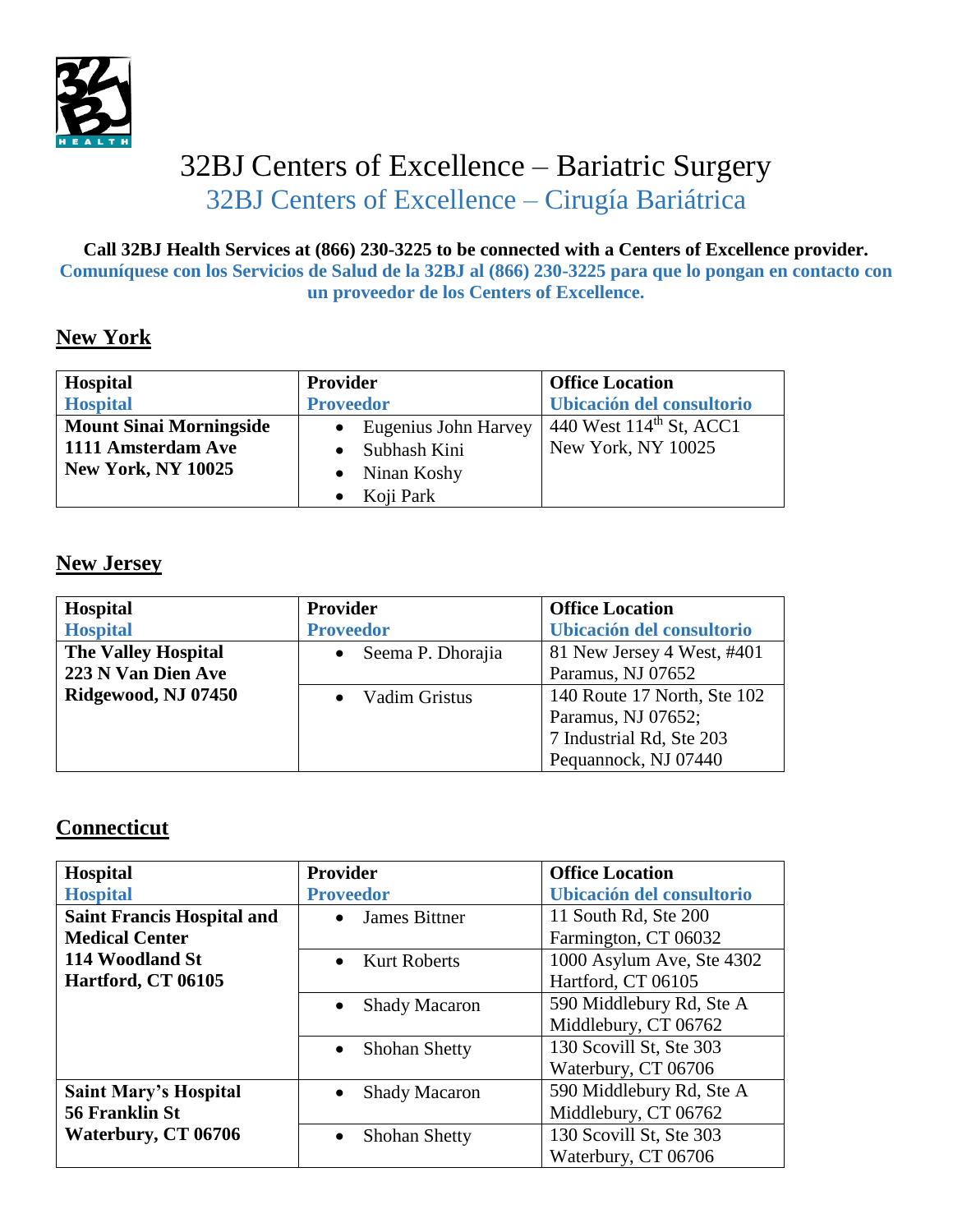# 32BJ Centers of Excellence – Bariatric Surgery
# 32BJ Centers of Excellence – Cirugía Bariátrica

**Call 32BJ Health Services at (866) 230-3225 to be connected with a Centers of Excellence provider.**
**Comuníquese con los Servicios de Salud de la 32BJ al (866) 230-3225 para que lo pongan en contacto con un proveedor de los Centers of Excellence.**

## New York

| Hospital<br>Hospital | Provider<br>Proveedor | Office Location<br>Ubicación del consultorio |
|---|---|---|
| **Mount Sinai Morningside<br>1111 Amsterdam Ave<br>New York, NY 10025** | • Eugenius John Harvey<br>• Subhash Kini<br>• Ninan Koshy<br>• Koji Park | 440 West 114th St, ACC1<br>New York, NY 10025 |

## New Jersey

| Hospital<br>Hospital | Provider<br>Proveedor | Office Location<br>Ubicación del consultorio |
|---|---|---|
| **The Valley Hospital<br>223 N Van Dien Ave<br>Ridgewood, NJ 07450** | • Seema P. Dhorajia | 81 New Jersey 4 West, #401<br>Paramus, NJ 07652 |
| | • Vadim Gristus | 140 Route 17 North, Ste 102<br>Paramus, NJ 07652;<br>7 Industrial Rd, Ste 203<br>Pequannock, NJ 07440 |

## Connecticut

| Hospital<br>Hospital | Provider<br>Proveedor | Office Location<br>Ubicación del consultorio |
|---|---|---|
| **Saint Francis Hospital and Medical Center<br>114 Woodland St<br>Hartford, CT 06105** | • James Bittner | 11 South Rd, Ste 200<br>Farmington, CT 06032 |
| | • Kurt Roberts | 1000 Asylum Ave, Ste 4302<br>Hartford, CT 06105 |
| | • Shady Macaron | 590 Middlebury Rd, Ste A<br>Middlebury, CT 06762 |
| | • Shohan Shetty | 130 Scovill St, Ste 303<br>Waterbury, CT 06706 |
| **Saint Mary's Hospital<br>56 Franklin St<br>Waterbury, CT 06706** | • Shady Macaron | 590 Middlebury Rd, Ste A<br>Middlebury, CT 06762 |
| | • Shohan Shetty | 130 Scovill St, Ste 303<br>Waterbury, CT 06706 |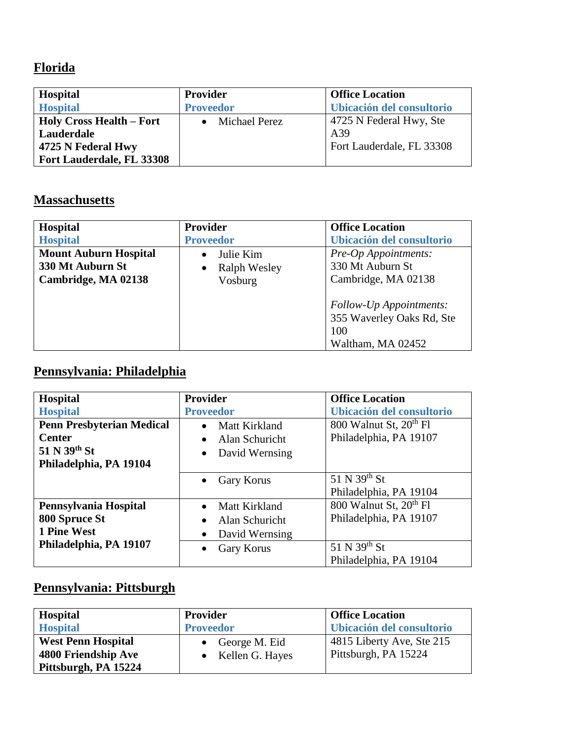## Florida

| **Hospital** **Hospital** | **Provider** **Proveedor** | **Office Location** **Ubicación del consultorio** |
|---|---|---|
| **Holy Cross Health – Fort Lauderdale 4725 N Federal Hwy Fort Lauderdale, FL 33308** | • Michael Perez | 4725 N Federal Hwy, Ste A39 Fort Lauderdale, FL 33308 |

## Massachusetts

| **Hospital** **Hospital** | **Provider** **Proveedor** | **Office Location** **Ubicación del consultorio** |
|---|---|---|
| **Mount Auburn Hospital 330 Mt Auburn St Cambridge, MA 02138** | • Julie Kim • Ralph Wesley Vosburg | *Pre-Op Appointments:* 330 Mt Auburn St Cambridge, MA 02138 *Follow-Up Appointments:* 355 Waverley Oaks Rd, Ste 100 Waltham, MA 02452 |

## Pennsylvania: Philadelphia

| **Hospital** **Hospital** | **Provider** **Proveedor** | **Office Location** **Ubicación del consultorio** |
|---|---|---|
| **Penn Presbyterian Medical Center 51 N 39th St Philadelphia, PA 19104** | • Matt Kirkland • Alan Schuricht • David Wernsing | 800 Walnut St, 20th Fl Philadelphia, PA 19107 |
| | • Gary Korus | 51 N 39th St Philadelphia, PA 19104 |
| **Pennsylvania Hospital 800 Spruce St 1 Pine West Philadelphia, PA 19107** | • Matt Kirkland • Alan Schuricht • David Wernsing | 800 Walnut St, 20th Fl Philadelphia, PA 19107 |
| | • Gary Korus | 51 N 39th St Philadelphia, PA 19104 |

## Pennsylvania: Pittsburgh

| **Hospital** **Hospital** | **Provider** **Proveedor** | **Office Location** **Ubicación del consultorio** |
|---|---|---|
| **West Penn Hospital 4800 Friendship Ave Pittsburgh, PA 15224** | • George M. Eid • Kellen G. Hayes | 4815 Liberty Ave, Ste 215 Pittsburgh, PA 15224 |